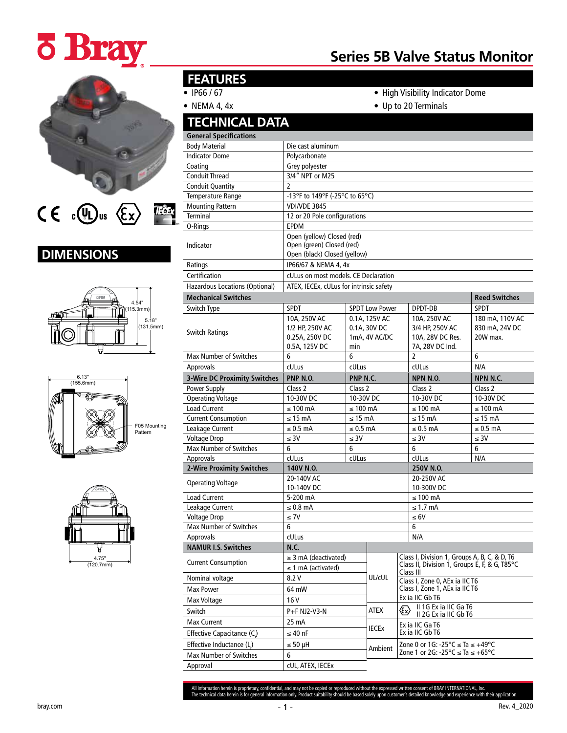# Series 5B Valve Status Monitor

## DIMENSIONS

4.54" (115.3mm)

5.18" (131.5mm)

6.13" (155.6mm)

F05 Mounting Pattern

4.75" (120.7mm)

## FEATURES

- IP66 / 67
- NEMA 4, 4x
- High Visibility Indicator Dome
- Up to 20 Terminals

## TECHNICAL DATA

| General Specifications | | | | |
|---|---|---|---|---|
| Body Material | Die cast aluminum | | | |
| Indicator Dome | Polycarbonate | | | |
| Coating | Grey polyester | | | |
| Conduit Thread | 3/4" NPT or M25 | | | |
| Conduit Quantity | 2 | | | |
| Temperature Range | -13°F to 149°F (-25°C to 65°C) | | | |
| Mounting Pattern | VDI/VDE 3845 | | | |
| Terminal | 12 or 20 Pole configurations | | | |
| O-Rings | EPDM | | | |
| Indicator | Open (yellow) Closed (red)<br>Open (green) Closed (red)<br>Open (black) Closed (yellow) | | | |
| Ratings | IP66/67 & NEMA 4, 4x | | | |
| Certification | cULus on most models. CE Declaration | | | |
| Hazardous Locations (Optional) | ATEX, IECEx, cULus for intrinsic safety | | | |
| **Mechanical Switches** | | | | **Reed Switches** |
| Switch Type | SPDT | SPDT Low Power | DPDT-DB | SPDT |
| Switch Ratings | 10A, 250V AC<br>1/2 HP, 250V AC<br>0.25A, 250V DC<br>0.5A, 125V DC | 0.1A, 125V AC<br>0.1A, 30V DC<br>1mA, 4V AC/DC min | 10A, 250V AC<br>3/4 HP, 250V AC<br>10A, 28V DC Res.<br>7A, 28V DC Ind. | 180 mA, 110V AC<br>830 mA, 24V DC<br>20W max. |
| Max Number of Switches | 6 | 6 | 2 | 6 |
| Approvals | cULus | cULus | cULus | N/A |
| **3-Wire DC Proximity Switches** | **PNP N.O.** | **PNP N.C.** | **NPN N.O.** | **NPN N.C.** |
| Power Supply | Class 2 | Class 2 | Class 2 | Class 2 |
| Operating Voltage | 10-30V DC | 10-30V DC | 10-30V DC | 10-30V DC |
| Load Current | ≤ 100 mA | ≤ 100 mA | ≤ 100 mA | ≤ 100 mA |
| Current Consumption | ≤ 15 mA | ≤ 15 mA | ≤ 15 mA | ≤ 15 mA |
| Leakage Current | ≤ 0.5 mA | ≤ 0.5 mA | ≤ 0.5 mA | ≤ 0.5 mA |
| Voltage Drop | ≤ 3V | ≤ 3V | ≤ 3V | ≤ 3V |
| Max Number of Switches | 6 | 6 | 6 | 6 |
| Approvals | cULus | cULus | cULus | N/A |
| **2-Wire Proximity Switches** | **140V N.O.** | | **250V N.O.** | |
| Operating Voltage | 20-140V AC<br>10-140V DC | | 20-250V AC<br>10-300V DC | |
| Load Current | 5-200 mA | | ≤ 100 mA | |
| Leakage Current | ≤ 0.8 mA | | ≤ 1.7 mA | |
| Voltage Drop | ≤ 7V | | ≤ 6V | |
| Max Number of Switches | 6 | | 6 | |
| Approvals | cULus | | N/A | |

| NAMUR I.S. Switches | N.C. | | |
|---|---|---|---|
| Current Consumption | ≥ 3 mA (deactivated)<br>≤ 1 mA (activated) | UL/cUL | Class I, Division 1, Groups A, B, C, & D, T6<br>Class II, Division 1, Groups E, F, & G, T85°C<br>Class III |
| Nominal voltage | 8.2 V | | Class I, Zone 0, AEx ia IIC T6<br>Class I, Zone 1, AEx ia IIC T6 |
| Max Power | 64 mW | | |
| Max Voltage | 16 V | | Ex ia IIC Gb T6 |
| Switch | P+F NJ2-V3-N | ATEX | II 1G Ex ia IIC Ga T6<br>II 2G Ex ia IIC Gb T6 |
| Max Current | 25 mA | IECEx | Ex ia IIC Ga T6<br>Ex ia IIC Gb T6 |
| Effective Capacitance ($C_i$) | ≤ 40 nF | | |
| Effective Inductance ($L_i$) | ≤ 50 μH | Ambient | Zone 0 or 1G: -25°C ≤ Ta ≤ +49°C<br>Zone 1 or 2G: -25°C ≤ Ta ≤ +65°C |
| Max Number of Switches | 6 | | |
| Approval | cUL, ATEX, IECEx | | |

All information herein is proprietary, confidential, and may not be copied or reproduced without the expressed written consent of BRAY INTERNATIONAL, Inc.
The technical data herein is for general information only. Product suitability should be based solely upon customer's detailed knowledge and experience with their application.

bray.com

Rev. 4_2020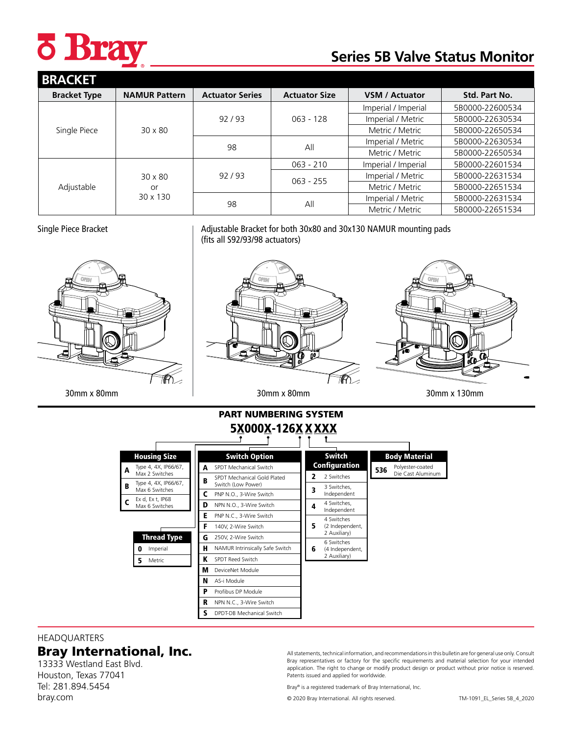## BRACKET

| Bracket Type | NAMUR Pattern | Actuator Series | Actuator Size | VSM / Actuator | Std. Part No. |
|---|---|---|---|---|---|
| Single Piece | 30 x 80 | 92 / 93 | 063 - 128 | Imperial / Imperial | 5B0000-22600534 |
| | | | | Imperial / Metric | 5B0000-22630534 |
| | | | | Metric / Metric | 5B0000-22650534 |
| | | 98 | All | Imperial / Metric | 5B0000-22630534 |
| | | | | Metric / Metric | 5B0000-22650534 |
| Adjustable | 30 x 80 or 30 x 130 | 92 / 93 | 063 - 210 | Imperial / Imperial | 5B0000-22601534 |
| | | | 063 - 255 | Imperial / Metric | 5B0000-22631534 |
| | | | | Metric / Metric | 5B0000-22651534 |
| | | 98 | All | Imperial / Metric | 5B0000-22631534 |
| | | | | Metric / Metric | 5B0000-22651534 |

Single Piece Bracket

30mm x 80mm

Adjustable Bracket for both 30x80 and 30x130 NAMUR mounting pads (fits all S92/93/98 actuators)

30mm x 80mm

30mm x 130mm

## PART NUMBERING SYSTEM

**5X000X-126X X XXX**

**Housing Size**

| | |
|---|---|
| A | Type 4, 4X, IP66/67, Max 2 Switches |
| B | Type 4, 4X, IP66/67, Max 6 Switches |
| C | Ex d, Ex t, IP68 Max 6 Switches |

**Thread Type**

| | |
|---|---|
| 0 | Imperial |
| 5 | Metric |

**Switch Option**

| | |
|---|---|
| A | SPDT Mechanical Switch |
| B | SPDT Mechanical Gold Plated Switch (Low Power) |
| C | PNP N.O., 3-Wire Switch |
| D | NPN N.O., 3-Wire Switch |
| E | PNP N.C., 3-Wire Switch |
| F | 140V, 2-Wire Switch |
| G | 250V, 2-Wire Switch |
| H | NAMUR Intrinsically Safe Switch |
| K | SPDT Reed Switch |
| M | DeviceNet Module |
| N | AS-i Module |
| P | Profibus DP Module |
| R | NPN N.C., 3-Wire Switch |
| S | DPDT-DB Mechanical Switch |

**Switch Configuration**

| | |
|---|---|
| 2 | 2 Switches |
| 3 | 3 Switches, Independent |
| 4 | 4 Switches, Independent |
| 5 | 4 Switches (2 Independent, 2 Auxiliary) |
| 6 | 6 Switches (4 Independent, 2 Auxiliary) |

**Body Material**

| | |
|---|---|
| 536 | Polyester-coated Die Cast Aluminum |

HEADQUARTERS

**Bray International, Inc.**
13333 Westland East Blvd.
Houston, Texas 77041
Tel: 281.894.5454
bray.com

All statements, technical information, and recommendations in this bulletin are for general use only. Consult Bray representatives or factory for the specific requirements and material selection for your intended application. The right to change or modify product design or product without prior notice is reserved. Patents issued and applied for worldwide.

Bray® is a registered trademark of Bray International, Inc.

© 2020 Bray International. All rights reserved.

TM-1091_EL_Series 5B_4_2020